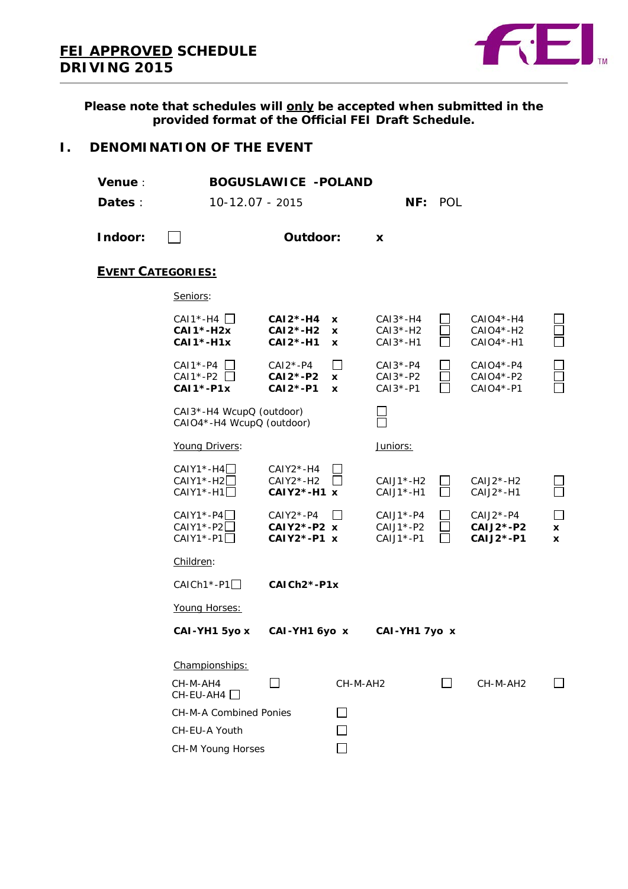# FEI APPROVED SCHEDULE
# DRIVING 2015

**Please note that schedules will only be accepted when submitted in the provided format of the Official FEI Draft Schedule.**

## I. DENOMINATION OF THE EVENT

**Venue** : **BOGUSLAWICE -POLAND**

**Dates** : 10-12.07 - 2015 **NF:** POL

**Indoor:** ☐ **Outdoor:** x

### EVENT CATEGORIES:

Seniors:

| | | | |
|---|---|---|---|
| CAI1*-H4 ☐ | **CAI2*-H4** x | CAI3*-H4 ☐ | CAIO4*-H4 ☐ |
| **CAI1*-H2** x | **CAI2*-H2** x | CAI3*-H2 ☐ | CAIO4*-H2 ☐ |
| **CAI1*-H1** x | **CAI2*-H1** x | CAI3*-H1 ☐ | CAIO4*-H1 ☐ |
| CAI1*-P4 ☐ | CAI2*-P4 ☐ | CAI3*-P4 ☐ | CAIO4*-P4 ☐ |
| CAI1*-P2 ☐ | **CAI2*-P2** x | CAI3*-P2 ☐ | CAIO4*-P2 ☐ |
| **CAI1*-P1** x | **CAI2*-P1** x | CAI3*-P1 ☐ | CAIO4*-P1 ☐ |

CAI3*-H4 WcupQ (outdoor) ☐
CAIO4*-H4 WcupQ (outdoor) ☐

Young Drivers: / Juniors:

| | | | |
|---|---|---|---|
| CAIY1*-H4 ☐ | CAIY2*-H4 ☐ | | |
| CAIY1*-H2 ☐ | CAIY2*-H2 ☐ | CAIJ1*-H2 ☐ | CAIJ2*-H2 ☐ |
| CAIY1*-H1 ☐ | **CAIY2*-H1** x | CAIJ1*-H1 ☐ | CAIJ2*-H1 ☐ |
| CAIY1*-P4 ☐ | CAIY2*-P4 ☐ | CAIJ1*-P4 ☐ | CAIJ2*-P4 ☐ |
| CAIY1*-P2 ☐ | **CAIY2*-P2** x | CAIJ1*-P2 ☐ | **CAIJ2*-P2** x |
| CAIY1*-P1 ☐ | **CAIY2*-P1** x | CAIJ1*-P1 ☐ | **CAIJ2*-P1** x |

Children:

CAICh1*-P1 ☐ **CAICh2*-P1** x

Young Horses:

**CAI-YH1 5yo** x **CAI-YH1 6yo** x **CAI-YH1 7yo** x

Championships:

| | | |
|---|---|---|
| CH-M-AH4 ☐ | CH-M-AH2 ☐ | CH-M-AH2 ☐ |
| CH-EU-AH4 ☐ | | |

CH-M-A Combined Ponies ☐

CH-EU-A Youth ☐

CH-M Young Horses ☐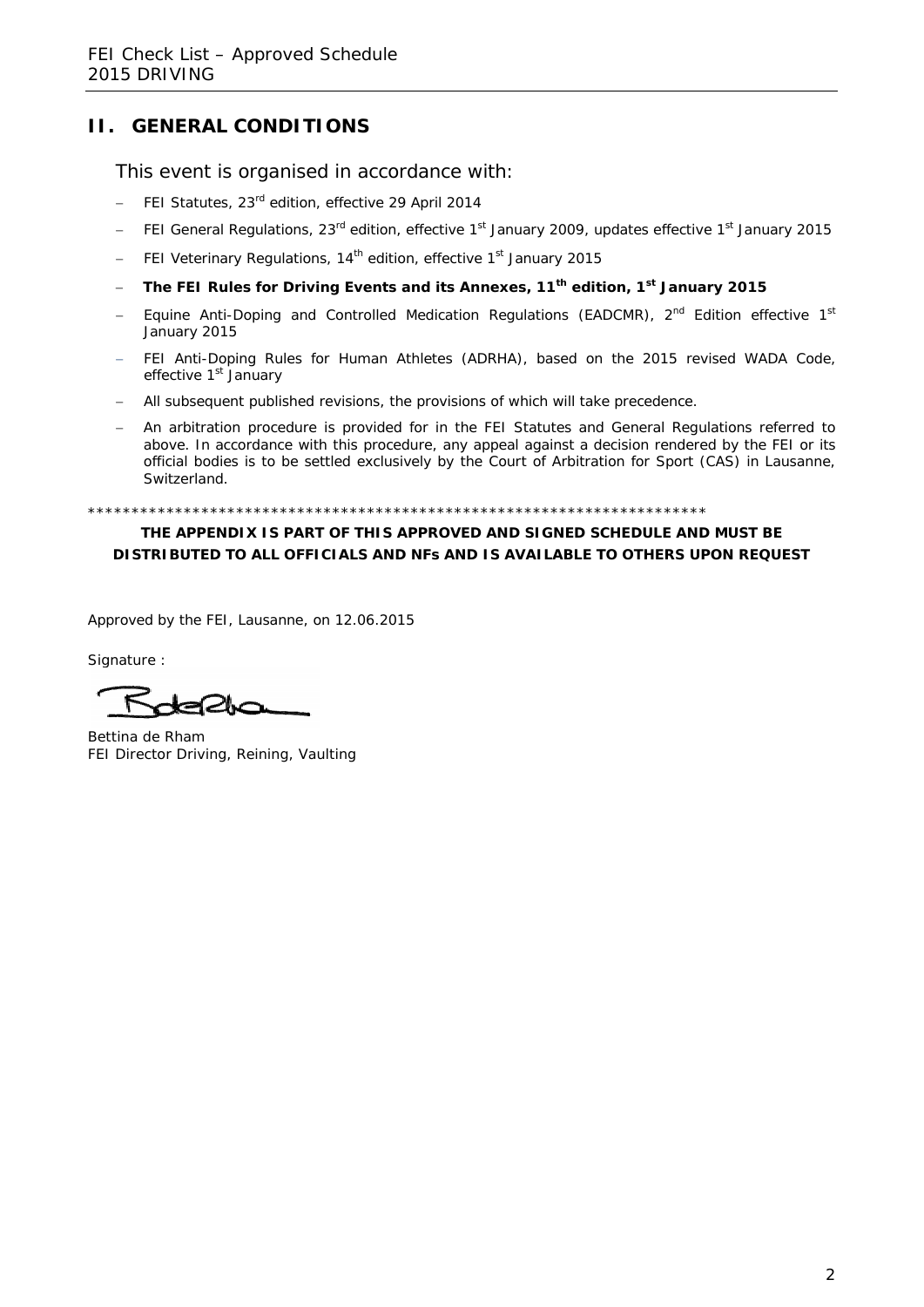## II. GENERAL CONDITIONS

This event is organised in accordance with:

- FEI Statutes, 23rd edition, effective 29 April 2014
- FEI General Regulations, 23rd edition, effective 1st January 2009, updates effective 1st January 2015
- FEI Veterinary Regulations, 14th edition, effective 1st January 2015
- **The FEI Rules for Driving Events and its Annexes, 11th edition, 1st January 2015**
- Equine Anti-Doping and Controlled Medication Regulations (EADCMR), 2nd Edition effective 1st January 2015
- FEI Anti-Doping Rules for Human Athletes (ADRHA), based on the 2015 revised WADA Code, effective 1st January
- All subsequent published revisions, the provisions of which will take precedence.
- An arbitration procedure is provided for in the FEI Statutes and General Regulations referred to above. In accordance with this procedure, any appeal against a decision rendered by the FEI or its official bodies is to be settled exclusively by the Court of Arbitration for Sport (CAS) in Lausanne, Switzerland.

************************************************************************

**THE APPENDIX IS PART OF THIS APPROVED AND SIGNED SCHEDULE AND MUST BE DISTRIBUTED TO ALL OFFICIALS AND NFs AND IS AVAILABLE TO OTHERS UPON REQUEST**

Approved by the FEI, Lausanne, on 12.06.2015

Signature :

Bettina de Rham
FEI Director Driving, Reining, Vaulting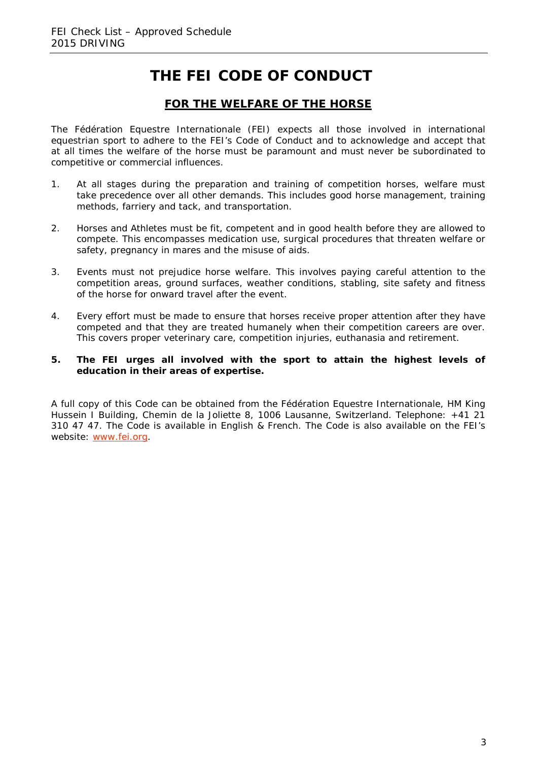# THE FEI CODE OF CONDUCT

## FOR THE WELFARE OF THE HORSE

The Fédération Equestre Internationale (FEI) expects all those involved in international equestrian sport to adhere to the FEI's Code of Conduct and to acknowledge and accept that at all times the welfare of the horse must be paramount and must never be subordinated to competitive or commercial influences.

1. At all stages during the preparation and training of competition horses, welfare must take precedence over all other demands. This includes good horse management, training methods, farriery and tack, and transportation.

2. Horses and Athletes must be fit, competent and in good health before they are allowed to compete. This encompasses medication use, surgical procedures that threaten welfare or safety, pregnancy in mares and the misuse of aids.

3. Events must not prejudice horse welfare. This involves paying careful attention to the competition areas, ground surfaces, weather conditions, stabling, site safety and fitness of the horse for onward travel after the event.

4. Every effort must be made to ensure that horses receive proper attention after they have competed and that they are treated humanely when their competition careers are over. This covers proper veterinary care, competition injuries, euthanasia and retirement.

5. **The FEI urges all involved with the sport to attain the highest levels of education in their areas of expertise.**

A full copy of this Code can be obtained from the Fédération Equestre Internationale, HM King Hussein I Building, Chemin de la Joliette 8, 1006 Lausanne, Switzerland. Telephone: +41 21 310 47 47. The Code is available in English & French. The Code is also available on the FEI's website: www.fei.org.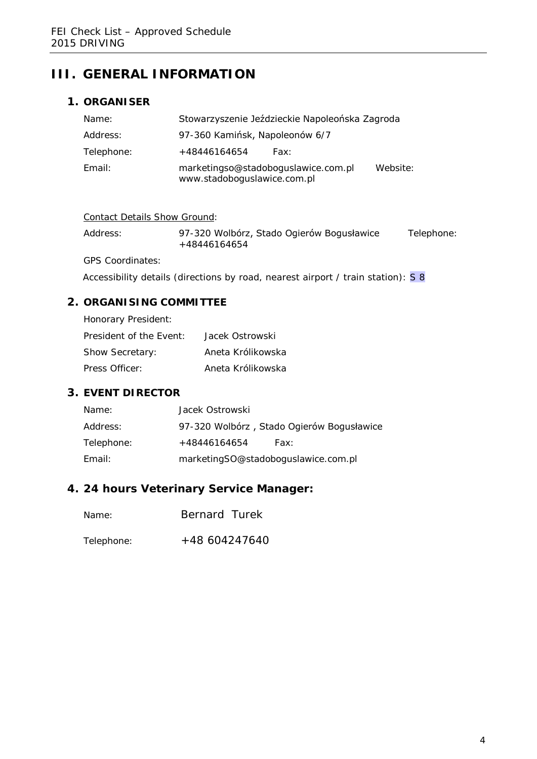# III. GENERAL INFORMATION

## 1. ORGANISER

Name: Stowarzyszenie Jeździeckie Napoleońska Zagroda

Address: 97-360 Kamińsk, Napoleonów 6/7

Telephone: +48446164654 Fax:

Email: marketingso@stadoboguslawice.com.pl Website: www.stadoboguslawice.com.pl

Contact Details Show Ground:

Address: 97-320 Wolbórz, Stado Ogierów Bogusławice Telephone: +48446164654

GPS Coordinates:

Accessibility details (directions by road, nearest airport / train station): S 8

## 2. ORGANISING COMMITTEE

Honorary President:

President of the Event: Jacek Ostrowski

Show Secretary: Aneta Królikowska

Press Officer: Aneta Królikowska

## 3. EVENT DIRECTOR

Name: Jacek Ostrowski

Address: 97-320 Wolbórz , Stado Ogierów Bogusławice

Telephone: +48446164654 Fax:

Email: marketingSO@stadoboguslawice.com.pl

## 4. 24 hours Veterinary Service Manager:

Name: Bernard Turek

Telephone: +48 604247640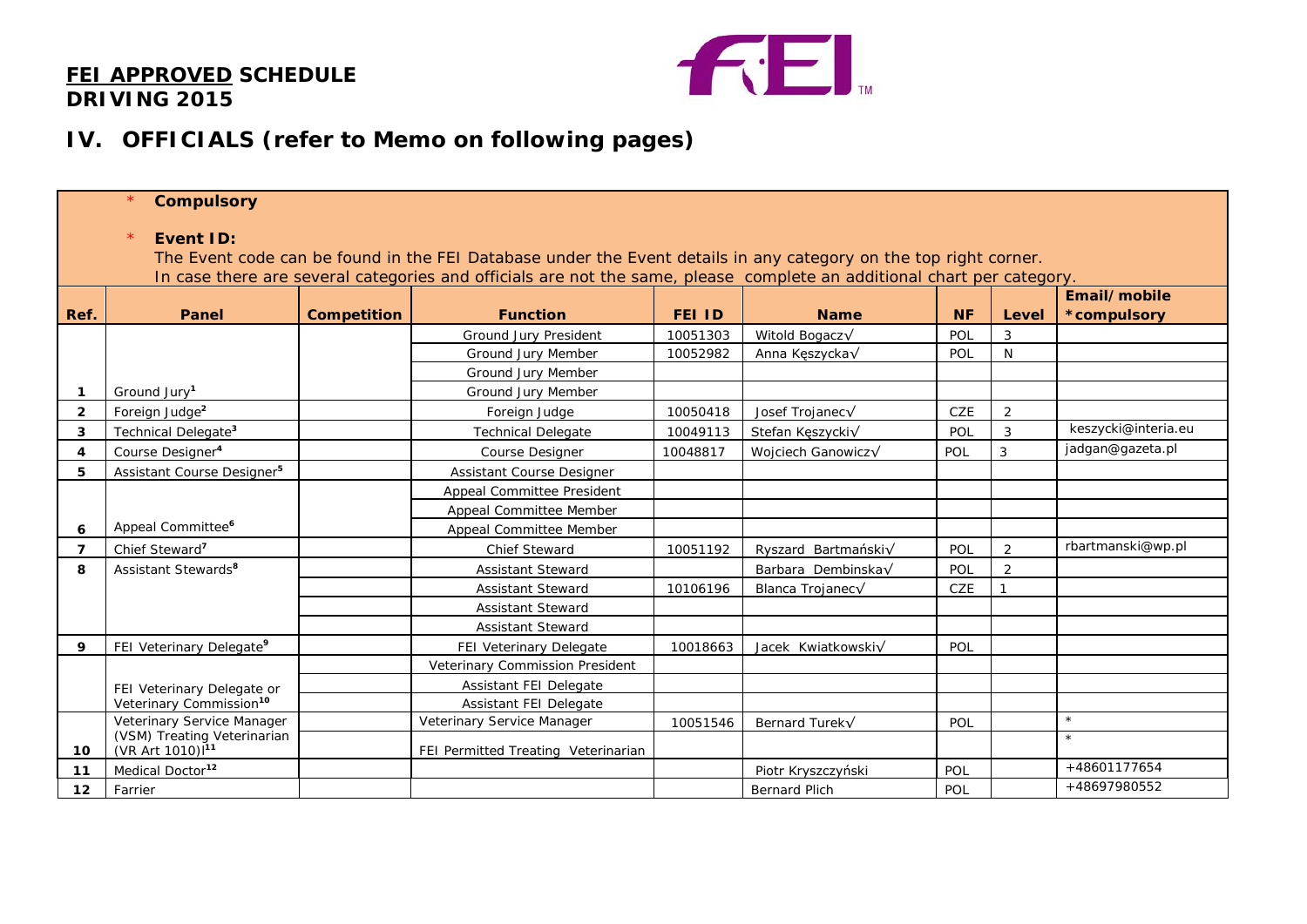**FEI APPROVED SCHEDULE**
**DRIVING 2015**

# IV. OFFICIALS (refer to Memo on following pages)

\* **Compulsory**

\* **Event ID:**
The Event code can be found in the FEI Database under the Event details in any category on the top right corner.
In case there are several categories and officials are not the same, please complete an additional chart per category.

| Ref. | Panel | Competition | Function | FEI ID | Name | NF | Level | Email/mobile *compulsory |
|---|---|---|---|---|---|---|---|---|
| | | | Ground Jury President | 10051303 | Witold Bogacz√ | POL | 3 | |
| | | | Ground Jury Member | 10052982 | Anna Kęszycka√ | POL | N | |
| | | | Ground Jury Member | | | | | |
| 1 | Ground Jury[1] | | Ground Jury Member | | | | | |
| 2 | Foreign Judge[2] | | Foreign Judge | 10050418 | Josef Trojanec√ | CZE | 2 | |
| 3 | Technical Delegate[3] | | Technical Delegate | 10049113 | Stefan Kęszycki√ | POL | 3 | keszycki@interia.eu |
| 4 | Course Designer[4] | | Course Designer | 10048817 | Wojciech Ganowicz√ | POL | 3 | jadgan@gazeta.pl |
| 5 | Assistant Course Designer[5] | | Assistant Course Designer | | | | | |
| | | | Appeal Committee President | | | | | |
| | | | Appeal Committee Member | | | | | |
| 6 | Appeal Committee[6] | | Appeal Committee Member | | | | | |
| 7 | Chief Steward[7] | | Chief Steward | 10051192 | Ryszard Bartmański√ | POL | 2 | rbartmanski@wp.pl |
| 8 | Assistant Stewards[8] | | Assistant Steward | | Barbara Dembinska√ | POL | 2 | |
| | | | Assistant Steward | 10106196 | Blanca Trojanec√ | CZE | 1 | |
| | | | Assistant Steward | | | | | |
| | | | Assistant Steward | | | | | |
| 9 | FEI Veterinary Delegate[9] | | FEI Veterinary Delegate | 10018663 | Jacek Kwiatkowski√ | POL | | |
| | | | Veterinary Commission President | | | | | |
| | FEI Veterinary Delegate or Veterinary Commission[10] | | Assistant FEI Delegate | | | | | |
| | | | Assistant FEI Delegate | | | | | |
| | Veterinary Service Manager | | Veterinary Service Manager | 10051546 | Bernard Turek√ | POL | | * |
| 10 | (VSM) Treating Veterinarian (VR Art 1010)I[11] | | FEI Permitted Treating Veterinarian | | | | | * |
| 11 | Medical Doctor[12] | | | | Piotr Kryszczyński | POL | | +48601177654 |
| 12 | Farrier | | | | Bernard Plich | POL | | +48697980552 |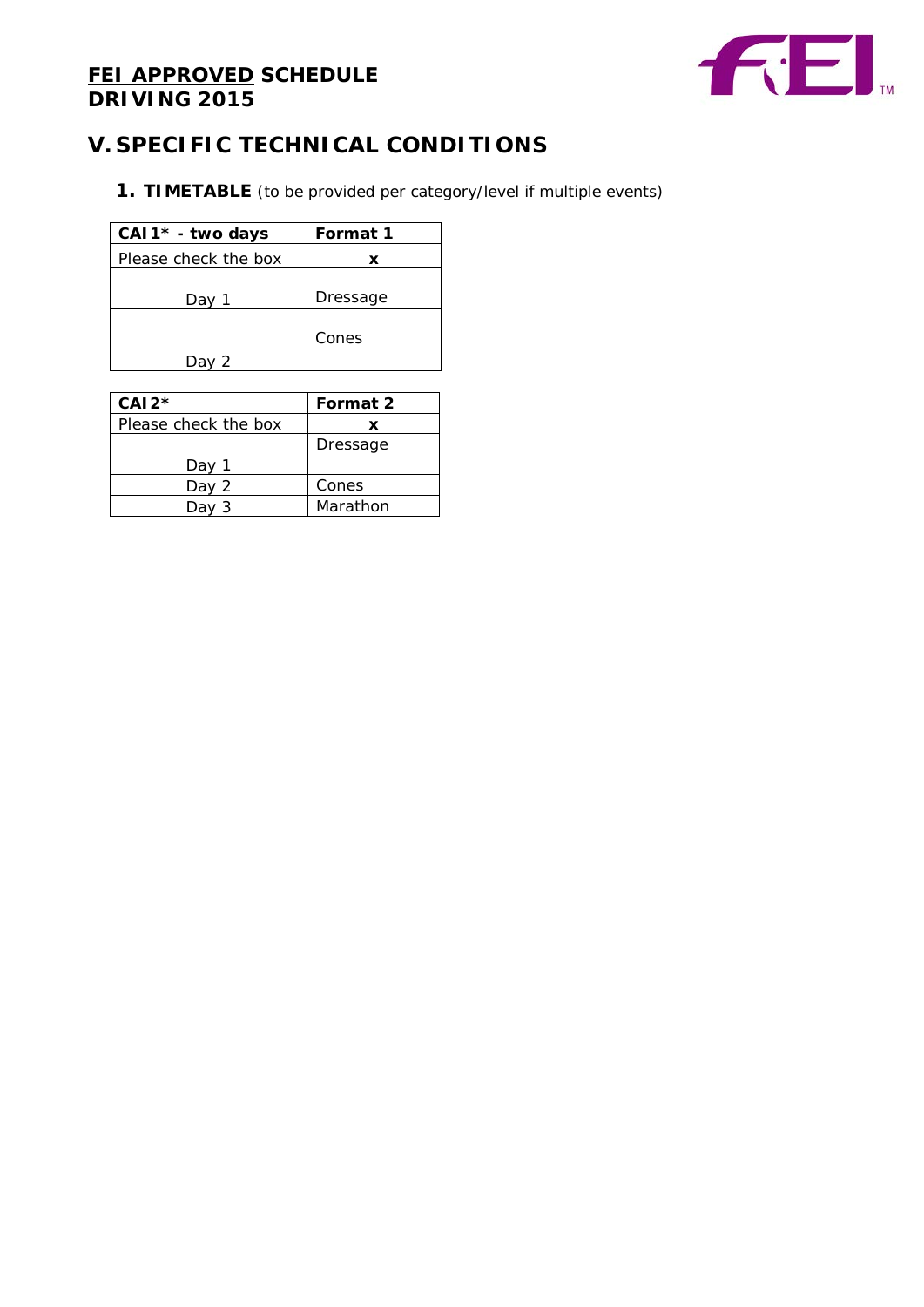**FEI APPROVED SCHEDULE**
**DRIVING 2015**

## V. SPECIFIC TECHNICAL CONDITIONS

### 1. TIMETABLE (to be provided per category/level if multiple events)

| CAI1* - two days | Format 1 |
|---|---|
| Please check the box | x |
| Day 1 | Dressage |
| Day 2 | Cones |

| CAI2* | Format 2 |
|---|---|
| Please check the box | x |
| Day 1 | Dressage |
| Day 2 | Cones |
| Day 3 | Marathon |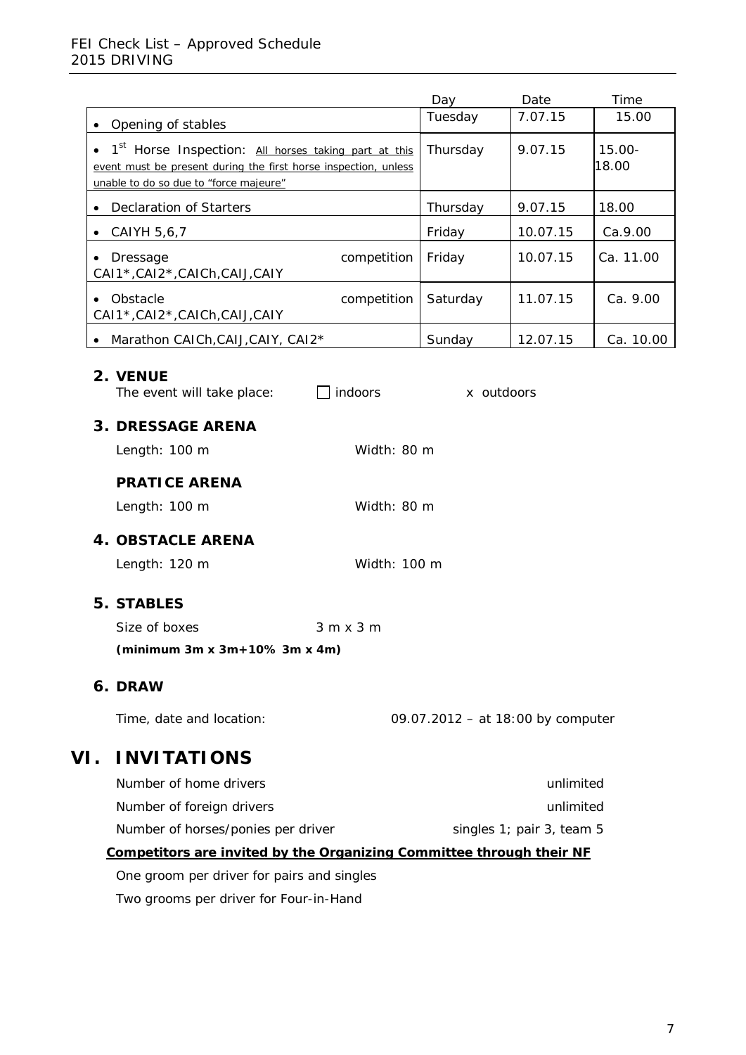| | Day | Date | Time |
|---|---|---|---|
| • Opening of stables | Tuesday | 7.07.15 | 15.00 |
| • 1st Horse Inspection: All horses taking part at this event must be present during the first horse inspection, unless unable to do so due to "force majeure" | Thursday | 9.07.15 | 15.00-18.00 |
| • Declaration of Starters | Thursday | 9.07.15 | 18.00 |
| • CAIYH 5,6,7 | Friday | 10.07.15 | Ca.9.00 |
| • Dressage competition CAI1*,CAI2*,CAICh,CAIJ,CAIY | Friday | 10.07.15 | Ca. 11.00 |
| • Obstacle competition CAI1*,CAI2*,CAICh,CAIJ,CAIY | Saturday | 11.07.15 | Ca. 9.00 |
| • Marathon CAICh,CAIJ,CAIY, CAI2* | Sunday | 12.07.15 | Ca. 10.00 |

## 2. VENUE

The event will take place: ☐ indoors x outdoors

## 3. DRESSAGE ARENA

Length: 100 m Width: 80 m

### PRATICE ARENA

Length: 100 m Width: 80 m

## 4. OBSTACLE ARENA

Length: 120 m Width: 100 m

## 5. STABLES

Size of boxes 3 m x 3 m

**(minimum 3m x 3m+10% 3m x 4m)**

## 6. DRAW

Time, date and location: 09.07.2012 – at 18:00 by computer

# VI. INVITATIONS

Number of home drivers unlimited

Number of foreign drivers unlimited

Number of horses/ponies per driver singles 1; pair 3, team 5

**Competitors are invited by the Organizing Committee through their NF**

One groom per driver for pairs and singles

Two grooms per driver for Four-in-Hand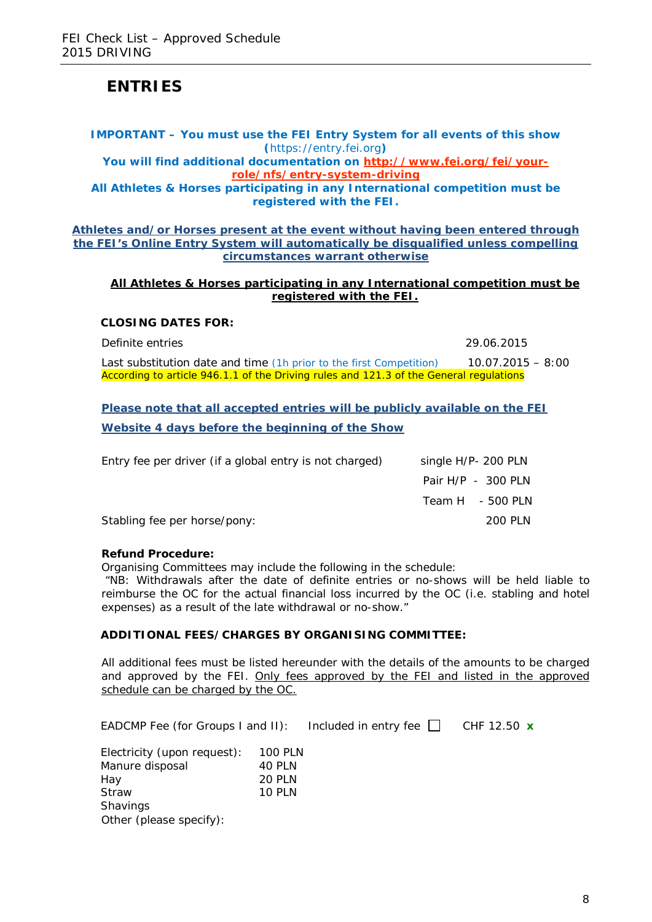# ENTRIES

**IMPORTANT – You must use the FEI Entry System for all events of this show (https://entry.fei.org)**

**You will find additional documentation on http://www.fei.org/fei/your-role/nfs/entry-system-driving**

**All Athletes & Horses participating in any International competition must be registered with the FEI.**

**Athletes and/or Horses present at the event without having been entered through the FEI's Online Entry System will automatically be disqualified unless compelling circumstances warrant otherwise**

**All Athletes & Horses participating in any International competition must be registered with the FEI.**

**CLOSING DATES FOR:**

| | |
|---|---|
| Definite entries | 29.06.2015 |
| Last substitution date and time (1h prior to the first Competition) | 10.07.2015 – 8:00 |

According to article 946.1.1 of the Driving rules and 121.3 of the General regulations

**Please note that all accepted entries will be publicly available on the FEI Website 4 days before the beginning of the Show**

| | |
|---|---|
| Entry fee per driver (if a global entry is not charged) | single H/P- 200 PLN |
| | Pair H/P - 300 PLN |
| | Team H - 500 PLN |
| Stabling fee per horse/pony: | 200 PLN |

**Refund Procedure:**

Organising Committees may include the following in the schedule:

"NB: Withdrawals after the date of definite entries or no-shows will be held liable to reimburse the OC for the actual financial loss incurred by the OC (i.e. stabling and hotel expenses) as a result of the late withdrawal or no-show."

**ADDITIONAL FEES/CHARGES BY ORGANISING COMMITTEE:**

All additional fees must be listed hereunder with the details of the amounts to be charged and approved by the FEI. Only fees approved by the FEI and listed in the approved schedule can be charged by the OC.

EADCMP Fee (for Groups I and II): Included in entry fee ☐ CHF 12.50 x

| | |
|---|---|
| Electricity (upon request): | 100 PLN |
| Manure disposal | 40 PLN |
| Hay | 20 PLN |
| Straw | 10 PLN |
| Shavings | |
| Other (please specify): | |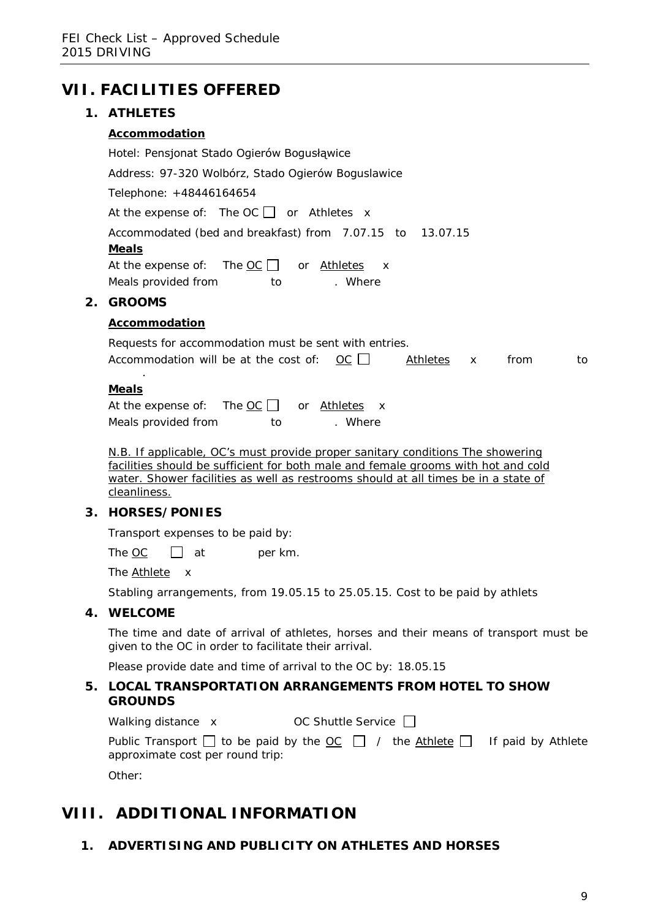# VII. FACILITIES OFFERED

## 1. ATHLETES

**Accommodation**

Hotel: Pensjonat Stado Ogierów Bogusłąwice

Address: 97-320 Wolbórz, Stado Ogierów Boguslawice

Telephone: +48446164654

At the expense of: The OC ☐ or Athletes x

Accommodated (bed and breakfast) from 7.07.15 to 13.07.15

**Meals**

At the expense of: The OC ☐ or Athletes x

Meals provided from to . Where

## 2. GROOMS

**Accommodation**

Requests for accommodation must be sent with entries.

Accommodation will be at the cost of: OC ☐ Athletes x from to .

**Meals**

At the expense of: The OC ☐ or Athletes x

Meals provided from to . Where

N.B. If applicable, OC's must provide proper sanitary conditions The showering facilities should be sufficient for both male and female grooms with hot and cold water. Shower facilities as well as restrooms should at all times be in a state of cleanliness.

## 3. HORSES/PONIES

Transport expenses to be paid by:

The OC ☐ at per km.

The Athlete x

Stabling arrangements, from 19.05.15 to 25.05.15. Cost to be paid by athlets

## 4. WELCOME

The time and date of arrival of athletes, horses and their means of transport must be given to the OC in order to facilitate their arrival.

Please provide date and time of arrival to the OC by: 18.05.15

## 5. LOCAL TRANSPORTATION ARRANGEMENTS FROM HOTEL TO SHOW GROUNDS

Walking distance x OC Shuttle Service ☐

Public Transport ☐ to be paid by the OC ☐ / the Athlete ☐ If paid by Athlete approximate cost per round trip:

Other:

# VIII. ADDITIONAL INFORMATION

## 1. ADVERTISING AND PUBLICITY ON ATHLETES AND HORSES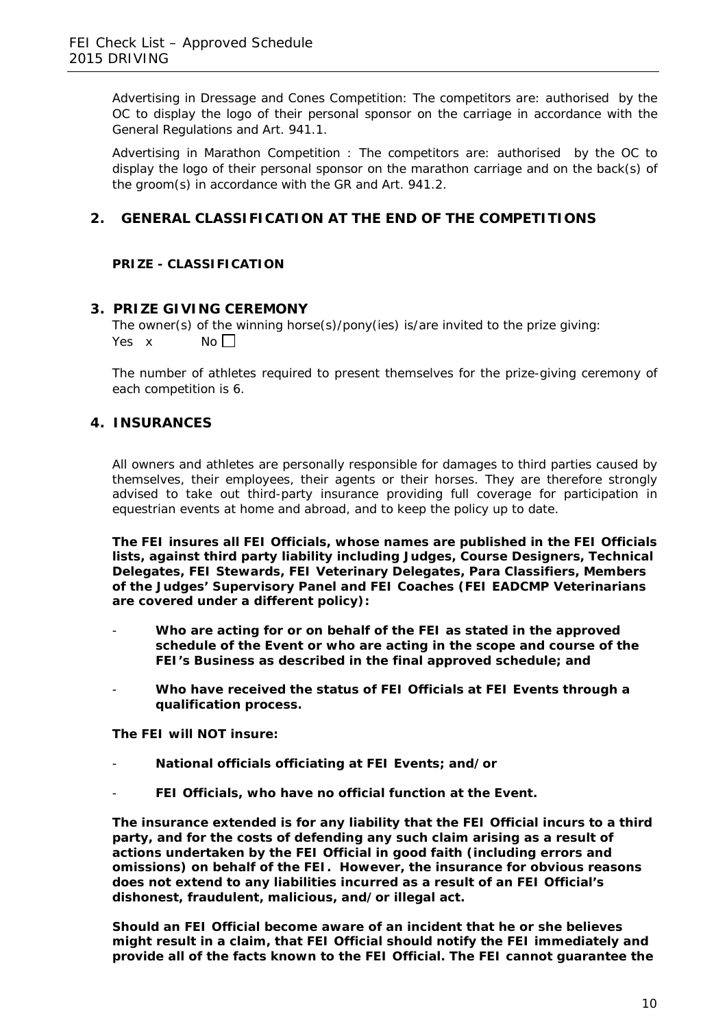Advertising in Dressage and Cones Competition: The competitors are: authorised by the OC to display the logo of their personal sponsor on the carriage in accordance with the General Regulations and Art. 941.1.

Advertising in Marathon Competition : The competitors are: authorised by the OC to display the logo of their personal sponsor on the marathon carriage and on the back(s) of the groom(s) in accordance with the GR and Art. 941.2.

## 2. GENERAL CLASSIFICATION AT THE END OF THE COMPETITIONS

**PRIZE - CLASSIFICATION**

## 3. PRIZE GIVING CEREMONY

The owner(s) of the winning horse(s)/pony(ies) is/are invited to the prize giving:
Yes x No ☐

The number of athletes required to present themselves for the prize-giving ceremony of each competition is 6.

## 4. INSURANCES

All owners and athletes are personally responsible for damages to third parties caused by themselves, their employees, their agents or their horses. They are therefore strongly advised to take out third-party insurance providing full coverage for participation in equestrian events at home and abroad, and to keep the policy up to date.

**The FEI insures all FEI Officials, whose names are published in the FEI Officials lists, against third party liability including Judges, Course Designers, Technical Delegates, FEI Stewards, FEI Veterinary Delegates, Para Classifiers, Members of the Judges' Supervisory Panel and FEI Coaches (FEI EADCMP Veterinarians are covered under a different policy):**

- **Who are acting for or on behalf of the FEI as stated in the approved schedule of the Event or who are acting in the scope and course of the FEI's Business as described in the final approved schedule; and**
- **Who have received the status of FEI Officials at FEI Events through a qualification process.**

**The FEI will NOT insure:**

- **National officials officiating at FEI Events; and/or**
- **FEI Officials, who have no official function at the Event.**

**The insurance extended is for any liability that the FEI Official incurs to a third party, and for the costs of defending any such claim arising as a result of actions undertaken by the FEI Official in good faith (including errors and omissions) on behalf of the FEI. However, the insurance for obvious reasons does not extend to any liabilities incurred as a result of an FEI Official's dishonest, fraudulent, malicious, and/or illegal act.**

**Should an FEI Official become aware of an incident that he or she believes might result in a claim, that FEI Official should notify the FEI immediately and provide all of the facts known to the FEI Official. The FEI cannot guarantee the**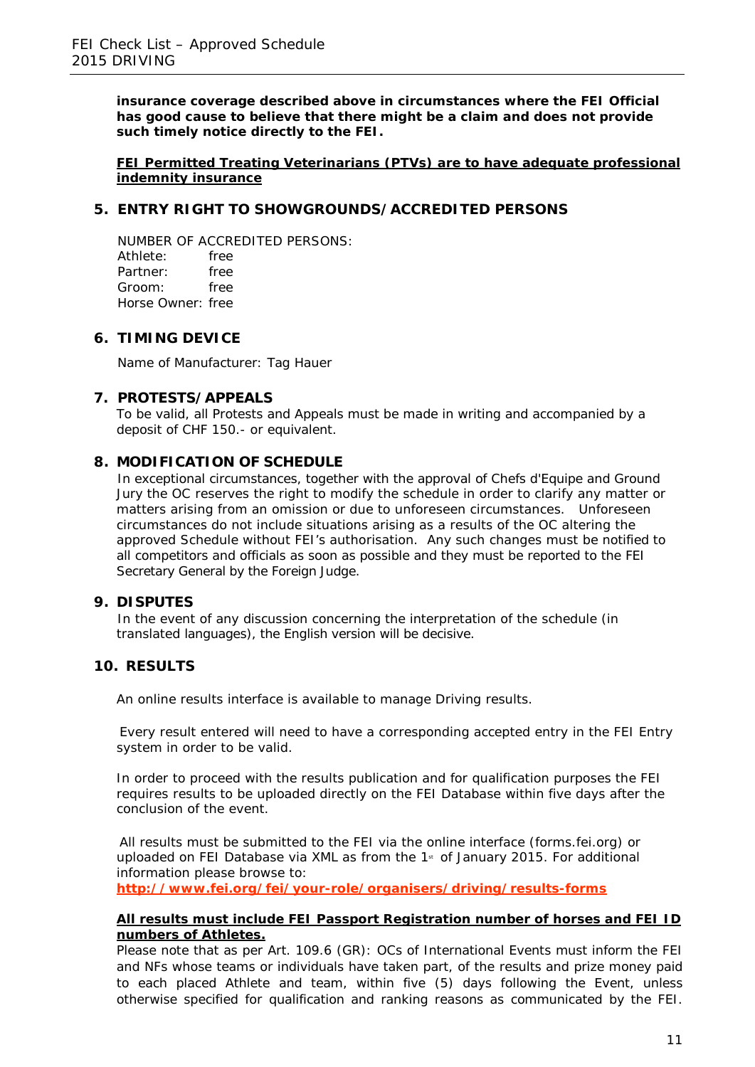**insurance coverage described above in circumstances where the FEI Official has good cause to believe that there might be a claim and does not provide such timely notice directly to the FEI.**

**FEI Permitted Treating Veterinarians (PTVs) are to have adequate professional indemnity insurance**

## 5. ENTRY RIGHT TO SHOWGROUNDS/ACCREDITED PERSONS

NUMBER OF ACCREDITED PERSONS:
Athlete: free
Partner: free
Groom: free
Horse Owner: free

## 6. TIMING DEVICE

Name of Manufacturer: Tag Hauer

## 7. PROTESTS/APPEALS

To be valid, all Protests and Appeals must be made in writing and accompanied by a deposit of CHF 150.- or equivalent.

## 8. MODIFICATION OF SCHEDULE

In exceptional circumstances, together with the approval of Chefs d'Equipe and Ground Jury the OC reserves the right to modify the schedule in order to clarify any matter or matters arising from an omission or due to unforeseen circumstances. Unforeseen circumstances do not include situations arising as a results of the OC altering the approved Schedule without FEI's authorisation. Any such changes must be notified to all competitors and officials as soon as possible and they must be reported to the FEI Secretary General by the Foreign Judge.

## 9. DISPUTES

In the event of any discussion concerning the interpretation of the schedule (in translated languages), the English version will be decisive.

## 10. RESULTS

An online results interface is available to manage Driving results.

Every result entered will need to have a corresponding accepted entry in the FEI Entry system in order to be valid.

In order to proceed with the results publication and for qualification purposes the FEI requires results to be uploaded directly on the FEI Database within five days after the conclusion of the event.

All results must be submitted to the FEI via the online interface (forms.fei.org) or uploaded on FEI Database via XML as from the 1st of January 2015. For additional information please browse to:
**http://www.fei.org/fei/your-role/organisers/driving/results-forms**

**All results must include FEI Passport Registration number of horses and FEI ID numbers of Athletes.**
Please note that as per Art. 109.6 (GR): OCs of International Events must inform the FEI and NFs whose teams or individuals have taken part, of the results and prize money paid to each placed Athlete and team, within five (5) days following the Event, unless otherwise specified for qualification and ranking reasons as communicated by the FEI.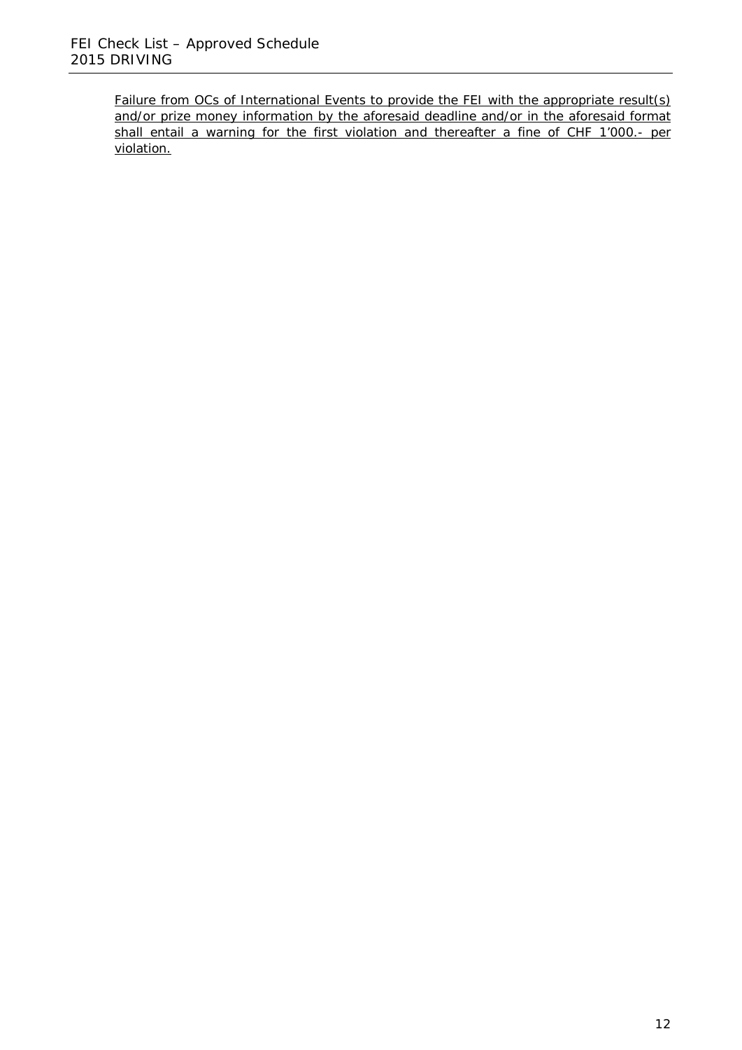<u>Failure from OCs of International Events to provide the FEI with the appropriate result(s) and/or prize money information by the aforesaid deadline and/or in the aforesaid format shall entail a warning for the first violation and thereafter a fine of CHF 1'000.- per violation.</u>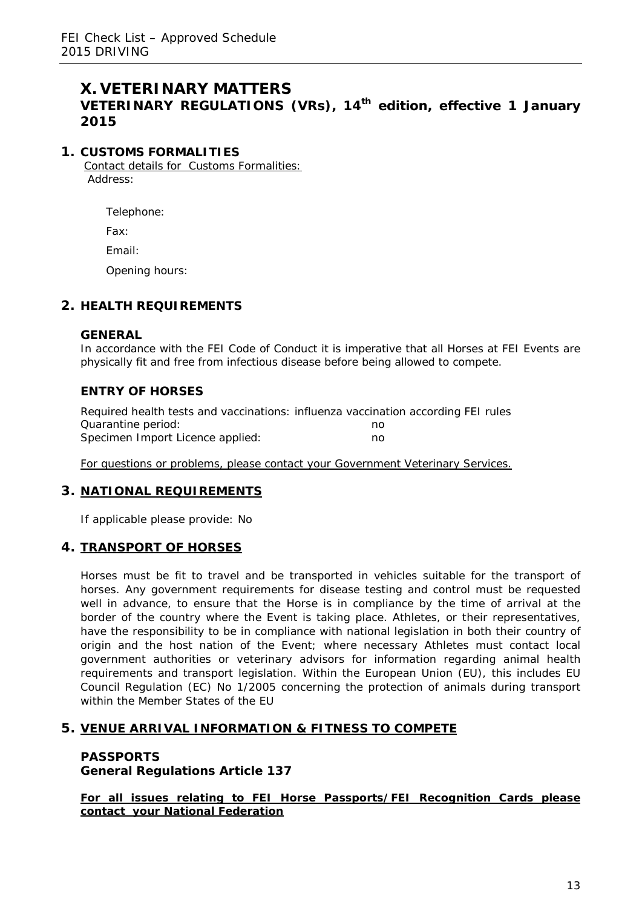# X. VETERINARY MATTERS

## VETERINARY REGULATIONS (VRs), 14th edition, effective 1 January 2015

## 1. CUSTOMS FORMALITIES

Contact details for Customs Formalities:

Address:

Telephone:

Fax:

Email:

Opening hours:

## 2. HEALTH REQUIREMENTS

### GENERAL

In accordance with the FEI Code of Conduct it is imperative that all Horses at FEI Events are physically fit and free from infectious disease before being allowed to compete.

### ENTRY OF HORSES

Required health tests and vaccinations: influenza vaccination according FEI rules
Quarantine period: no
Specimen Import Licence applied: no

For questions or problems, please contact your Government Veterinary Services.

## 3. NATIONAL REQUIREMENTS

If applicable please provide: No

## 4. TRANSPORT OF HORSES

Horses must be fit to travel and be transported in vehicles suitable for the transport of horses. Any government requirements for disease testing and control must be requested well in advance, to ensure that the Horse is in compliance by the time of arrival at the border of the country where the Event is taking place. Athletes, or their representatives, have the responsibility to be in compliance with national legislation in both their country of origin and the host nation of the Event; where necessary Athletes must contact local government authorities or veterinary advisors for information regarding animal health requirements and transport legislation. Within the European Union (EU), this includes EU Council Regulation (EC) No 1/2005 concerning the protection of animals during transport within the Member States of the EU

## 5. VENUE ARRIVAL INFORMATION & FITNESS TO COMPETE

### PASSPORTS
### General Regulations Article 137

**For all issues relating to FEI Horse Passports/FEI Recognition Cards please contact your National Federation**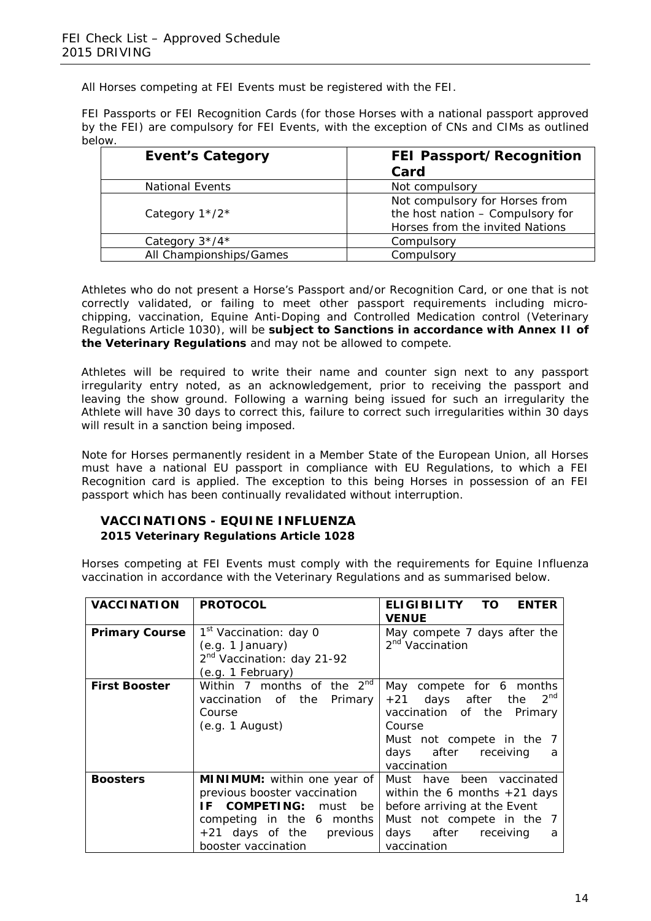All Horses competing at FEI Events must be registered with the FEI.

FEI Passports or FEI Recognition Cards (for those Horses with a national passport approved by the FEI) are compulsory for FEI Events, with the exception of CNs and CIMs as outlined below.

| **Event's Category** | **FEI Passport/Recognition Card** |
|---|---|
| National Events | Not compulsory |
| Category 1*/2* | Not compulsory for Horses from the host nation – Compulsory for Horses from the invited Nations |
| Category 3*/4* | Compulsory |
| All Championships/Games | Compulsory |

Athletes who do not present a Horse's Passport and/or Recognition Card, or one that is not correctly validated, or failing to meet other passport requirements including micro-chipping, vaccination, Equine Anti-Doping and Controlled Medication control (Veterinary Regulations Article 1030), will be **subject to Sanctions in accordance with Annex II of the Veterinary Regulations** and may not be allowed to compete.

Athletes will be required to write their name and counter sign next to any passport irregularity entry noted, as an acknowledgement, prior to receiving the passport and leaving the show ground. Following a warning being issued for such an irregularity the Athlete will have 30 days to correct this, failure to correct such irregularities within 30 days will result in a sanction being imposed.

Note for Horses permanently resident in a Member State of the European Union, all Horses must have a national EU passport in compliance with EU Regulations, to which a FEI Recognition card is applied. The exception to this being Horses in possession of an FEI passport which has been continually revalidated without interruption.

## VACCINATIONS - EQUINE INFLUENZA

**2015 Veterinary Regulations Article 1028**

Horses competing at FEI Events must comply with the requirements for Equine Influenza vaccination in accordance with the Veterinary Regulations and as summarised below.

| **VACCINATION** | **PROTOCOL** | **ELIGIBILITY TO ENTER VENUE** |
|---|---|---|
| **Primary Course** | 1st Vaccination: day 0 (e.g. 1 January) 2nd Vaccination: day 21-92 (e.g. 1 February) | May compete 7 days after the 2nd Vaccination |
| **First Booster** | Within 7 months of the 2nd vaccination of the Primary Course (e.g. 1 August) | May compete for 6 months +21 days after the 2nd vaccination of the Primary Course Must not compete in the 7 days after receiving a vaccination |
| **Boosters** | **MINIMUM:** within one year of previous booster vaccination **IF COMPETING:** must be competing in the 6 months +21 days of the previous booster vaccination | Must have been vaccinated within the 6 months +21 days before arriving at the Event Must not compete in the 7 days after receiving a vaccination |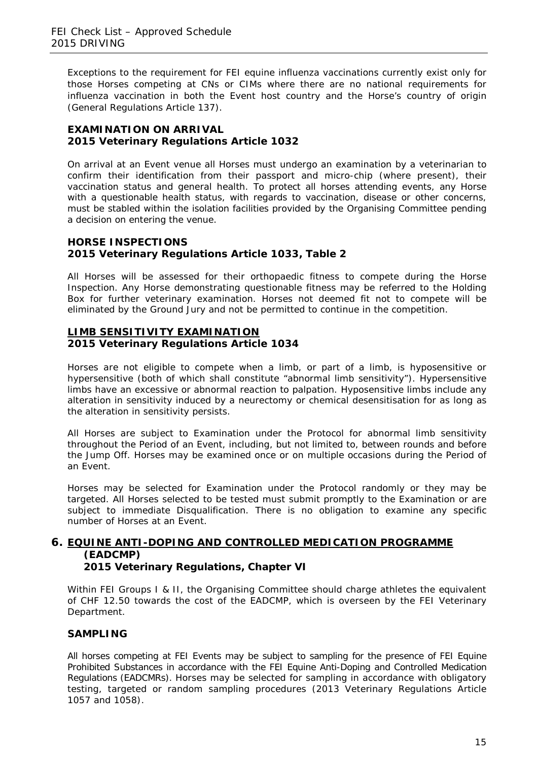Exceptions to the requirement for FEI equine influenza vaccinations currently exist only for those Horses competing at CNs or CIMs where there are no national requirements for influenza vaccination in both the Event host country and the Horse's country of origin (General Regulations Article 137).

### EXAMINATION ON ARRIVAL
### 2015 Veterinary Regulations Article 1032

On arrival at an Event venue all Horses must undergo an examination by a veterinarian to confirm their identification from their passport and micro-chip (where present), their vaccination status and general health. To protect all horses attending events, any Horse with a questionable health status, with regards to vaccination, disease or other concerns, must be stabled within the isolation facilities provided by the Organising Committee pending a decision on entering the venue.

### HORSE INSPECTIONS
### 2015 Veterinary Regulations Article 1033, Table 2

All Horses will be assessed for their orthopaedic fitness to compete during the Horse Inspection. Any Horse demonstrating questionable fitness may be referred to the Holding Box for further veterinary examination. Horses not deemed fit not to compete will be eliminated by the Ground Jury and not be permitted to continue in the competition.

### LIMB SENSITIVITY EXAMINATION
### 2015 Veterinary Regulations Article 1034

Horses are not eligible to compete when a limb, or part of a limb, is hyposensitive or hypersensitive (both of which shall constitute "abnormal limb sensitivity"). Hypersensitive limbs have an excessive or abnormal reaction to palpation. Hyposensitive limbs include any alteration in sensitivity induced by a neurectomy or chemical desensitisation for as long as the alteration in sensitivity persists.

All Horses are subject to Examination under the Protocol for abnormal limb sensitivity throughout the Period of an Event, including, but not limited to, between rounds and before the Jump Off. Horses may be examined once or on multiple occasions during the Period of an Event.

Horses may be selected for Examination under the Protocol randomly or they may be targeted. All Horses selected to be tested must submit promptly to the Examination or are subject to immediate Disqualification. There is no obligation to examine any specific number of Horses at an Event.

## 6. EQUINE ANTI-DOPING AND CONTROLLED MEDICATION PROGRAMME (EADCMP)
### 2015 Veterinary Regulations, Chapter VI

Within FEI Groups I & II, the Organising Committee should charge athletes the equivalent of CHF 12.50 towards the cost of the EADCMP, which is overseen by the FEI Veterinary Department.

### SAMPLING

All horses competing at FEI Events may be subject to sampling for the presence of FEI Equine Prohibited Substances in accordance with the FEI Equine Anti-Doping and Controlled Medication Regulations (EADCMRs). Horses may be selected for sampling in accordance with obligatory testing, targeted or random sampling procedures (2013 Veterinary Regulations Article 1057 and 1058).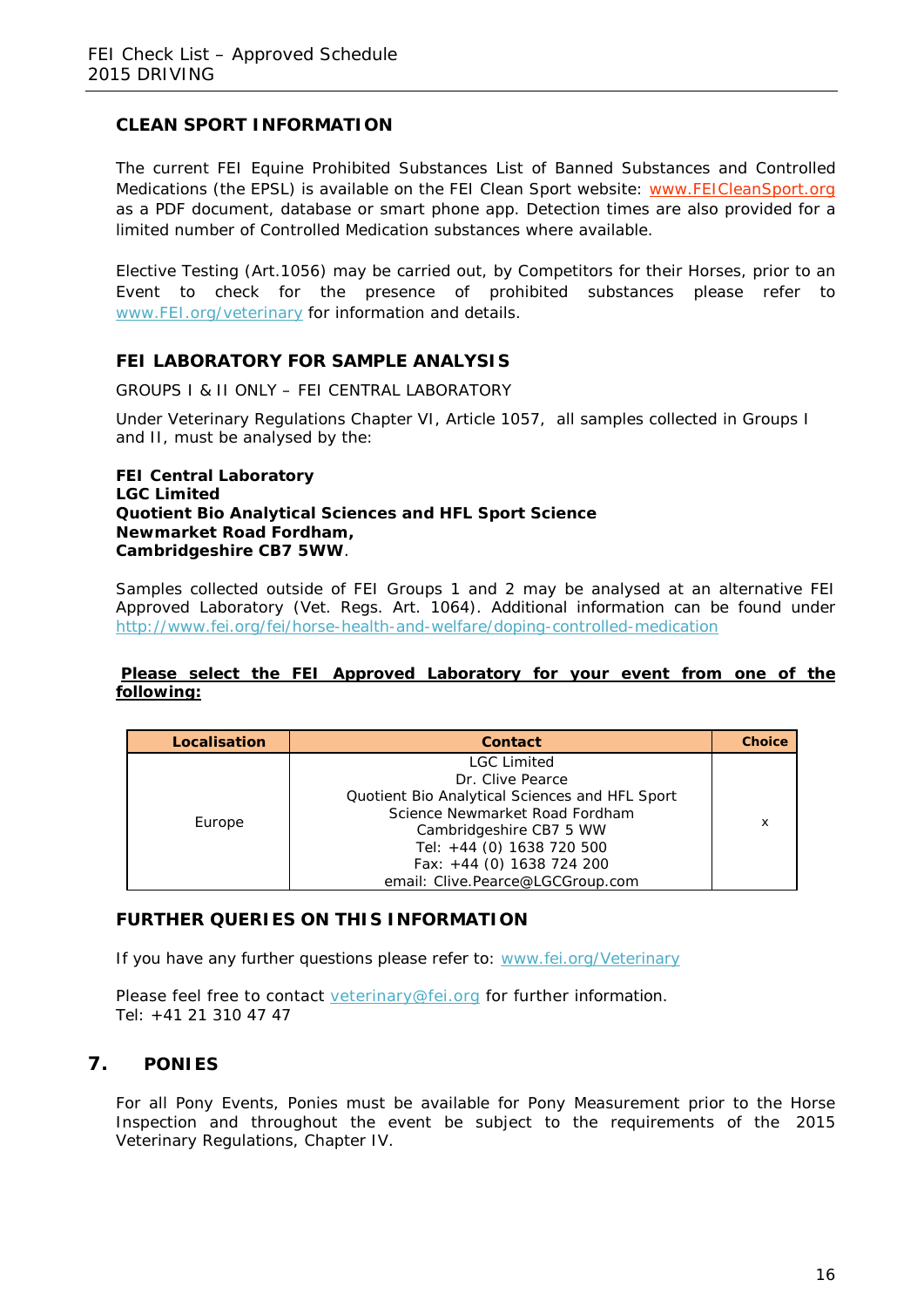### CLEAN SPORT INFORMATION

The current FEI Equine Prohibited Substances List of Banned Substances and Controlled Medications (the EPSL) is available on the FEI Clean Sport website: www.FEICleanSport.org as a PDF document, database or smart phone app. Detection times are also provided for a limited number of Controlled Medication substances where available.

Elective Testing (Art.1056) may be carried out, by Competitors for their Horses, prior to an Event to check for the presence of prohibited substances please refer to www.FEI.org/veterinary for information and details.

### FEI LABORATORY FOR SAMPLE ANALYSIS

GROUPS I & II ONLY – FEI CENTRAL LABORATORY

Under Veterinary Regulations Chapter VI, Article 1057, all samples collected in Groups I and II, must be analysed by the:

**FEI Central Laboratory**
**LGC Limited**
**Quotient Bio Analytical Sciences and HFL Sport Science**
**Newmarket Road Fordham,**
**Cambridgeshire CB7 5WW**.

Samples collected outside of FEI Groups 1 and 2 may be analysed at an alternative FEI Approved Laboratory (Vet. Regs. Art. 1064). Additional information can be found under http://www.fei.org/fei/horse-health-and-welfare/doping-controlled-medication

**Please select the FEI Approved Laboratory for your event from one of the following:**

| Localisation | Contact | Choice |
|---|---|---|
| Europe | LGC Limited<br>Dr. Clive Pearce<br>Quotient Bio Analytical Sciences and HFL Sport Science Newmarket Road Fordham<br>Cambridgeshire CB7 5 WW<br>Tel: +44 (0) 1638 720 500<br>Fax: +44 (0) 1638 724 200<br>email: Clive.Pearce@LGCGroup.com | x |

### FURTHER QUERIES ON THIS INFORMATION

If you have any further questions please refer to: www.fei.org/Veterinary

Please feel free to contact veterinary@fei.org for further information.
Tel: +41 21 310 47 47

## 7. PONIES

For all Pony Events, Ponies must be available for Pony Measurement prior to the Horse Inspection and throughout the event be subject to the requirements of the 2015 Veterinary Regulations, Chapter IV.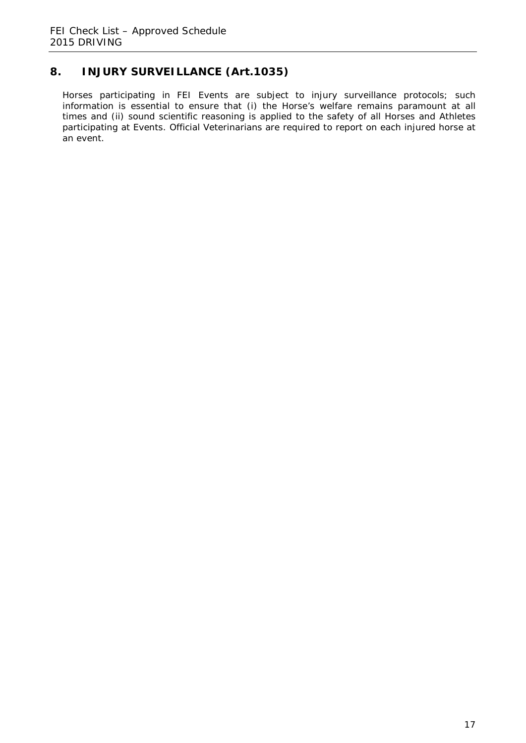## 8. INJURY SURVEILLANCE (Art.1035)

Horses participating in FEI Events are subject to injury surveillance protocols; such information is essential to ensure that (i) the Horse's welfare remains paramount at all times and (ii) sound scientific reasoning is applied to the safety of all Horses and Athletes participating at Events. Official Veterinarians are required to report on each injured horse at an event.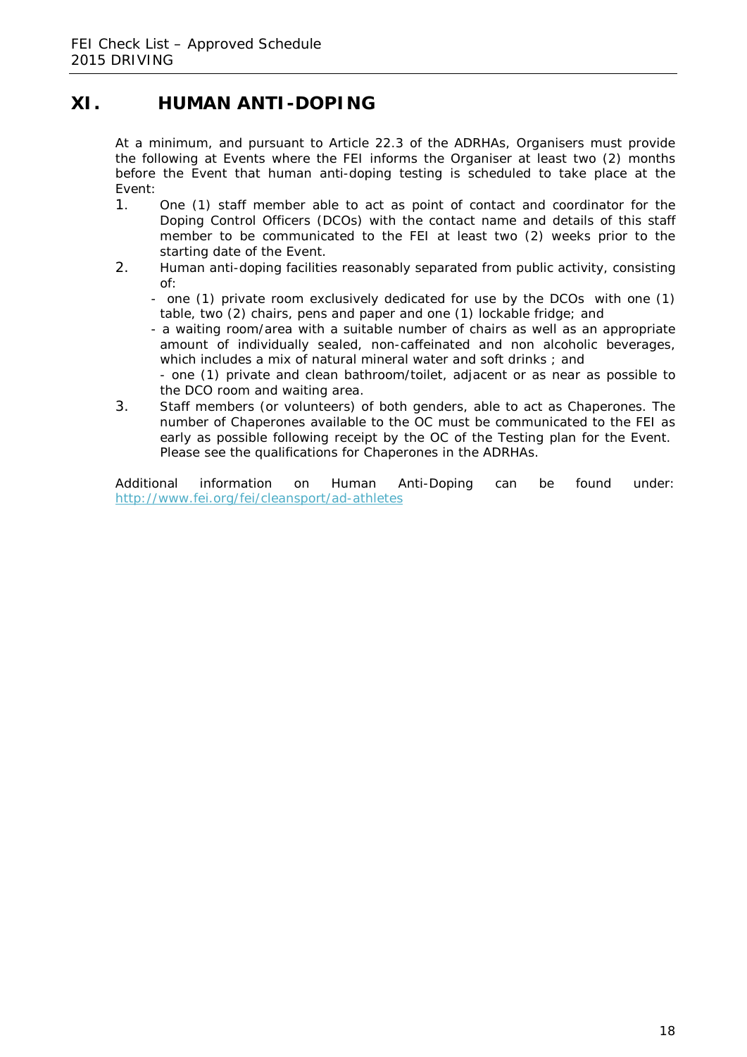# XI. HUMAN ANTI-DOPING

At a minimum, and pursuant to Article 22.3 of the ADRHAs, Organisers must provide the following at Events where the FEI informs the Organiser at least two (2) months before the Event that human anti-doping testing is scheduled to take place at the Event:

1. One (1) staff member able to act as point of contact and coordinator for the Doping Control Officers (DCOs) with the contact name and details of this staff member to be communicated to the FEI at least two (2) weeks prior to the starting date of the Event.
2. Human anti-doping facilities reasonably separated from public activity, consisting of:
   - one (1) private room exclusively dedicated for use by the DCOs with one (1) table, two (2) chairs, pens and paper and one (1) lockable fridge; and
   - a waiting room/area with a suitable number of chairs as well as an appropriate amount of individually sealed, non-caffeinated and non alcoholic beverages, which includes a mix of natural mineral water and soft drinks ; and
   - one (1) private and clean bathroom/toilet, adjacent or as near as possible to the DCO room and waiting area.
3. Staff members (or volunteers) of both genders, able to act as Chaperones. The number of Chaperones available to the OC must be communicated to the FEI as early as possible following receipt by the OC of the Testing plan for the Event. Please see the qualifications for Chaperones in the ADRHAs.

Additional information on Human Anti-Doping can be found under: http://www.fei.org/fei/cleansport/ad-athletes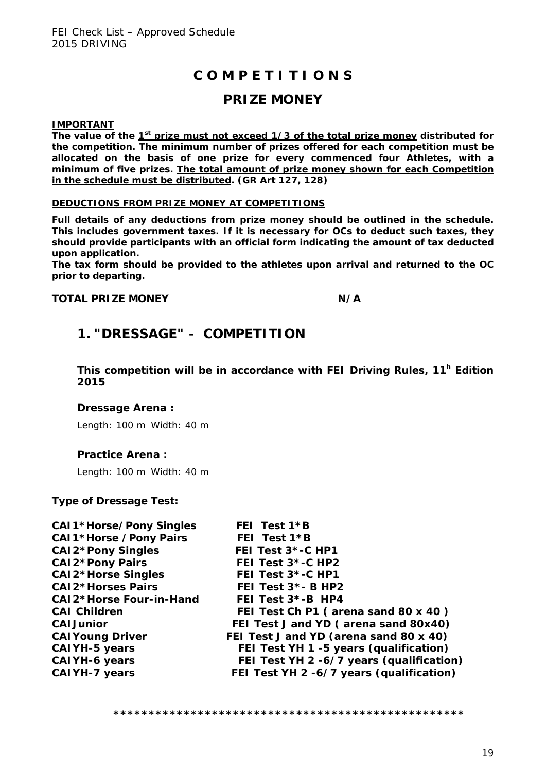# COMPETITIONS

## PRIZE MONEY

**IMPORTANT**

**The value of the 1st prize must not exceed 1/3 of the total prize money distributed for the competition. The minimum number of prizes offered for each competition must be allocated on the basis of one prize for every commenced four Athletes, with a minimum of five prizes. The total amount of prize money shown for each Competition in the schedule must be distributed. (GR Art 127, 128)**

**DEDUCTIONS FROM PRIZE MONEY AT COMPETITIONS**

**Full details of any deductions from prize money should be outlined in the schedule. This includes government taxes. If it is necessary for OCs to deduct such taxes, they should provide participants with an official form indicating the amount of tax deducted upon application.**

**The tax form should be provided to the athletes upon arrival and returned to the OC prior to departing.**

**TOTAL PRIZE MONEY** **N/A**

## 1. "DRESSAGE" - COMPETITION

**This competition will be in accordance with FEI Driving Rules, 11h Edition 2015**

**Dressage Arena :**

Length: 100 m Width: 40 m

**Practice Arena :**

Length: 100 m Width: 40 m

**Type of Dressage Test:**

| | |
|---|---|
| **CAI1*Horse/Pony Singles** | **FEI Test 1*B** |
| **CAI1*Horse /Pony Pairs** | **FEI Test 1*B** |
| **CAI2*Pony Singles** | **FEI Test 3*-C HP1** |
| **CAI2*Pony Pairs** | **FEI Test 3*-C HP2** |
| **CAI2*Horse Singles** | **FEI Test 3*-C HP1** |
| **CAI2*Horses Pairs** | **FEI Test 3*- B HP2** |
| **CAI2*Horse Four-in-Hand** | **FEI Test 3*-B HP4** |
| **CAI Children** | **FEI Test Ch P1 ( arena sand 80 x 40 )** |
| **CAIJunior** | **FEI Test J and YD ( arena sand 80x40)** |
| **CAIYoung Driver** | **FEI Test J and YD (arena sand 80 x 40)** |
| **CAIYH-5 years** | **FEI Test YH 1 -5 years (qualification)** |
| **CAIYH-6 years** | **FEI Test YH 2 -6/7 years (qualification)** |
| **CAIYH-7 years** | **FEI Test YH 2 -6/7 years (qualification)** |

**************************************************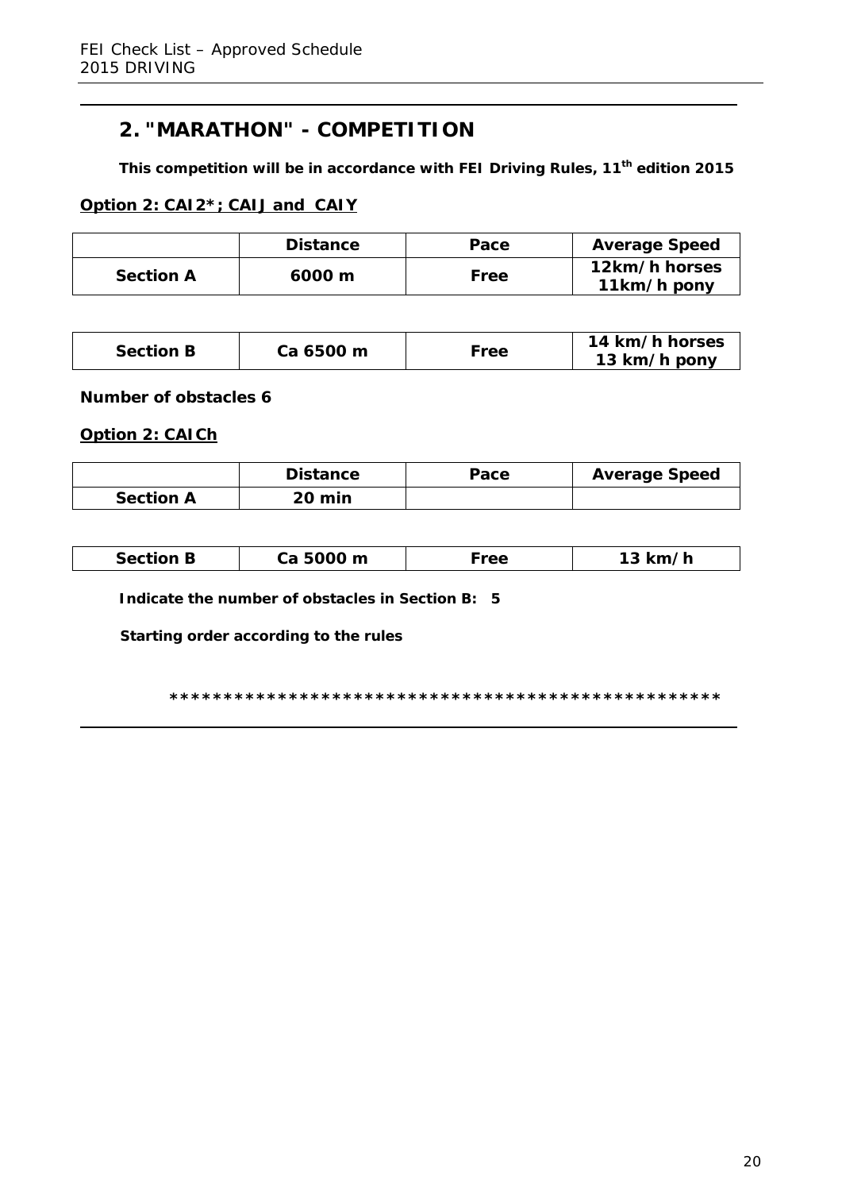## 2. "MARATHON" - COMPETITION

**This competition will be in accordance with FEI Driving Rules, 11th edition 2015**

**Option 2: CAI2*; CAIJ and CAIY**

| | Distance | Pace | Average Speed |
|---|---|---|---|
| **Section A** | **6000 m** | **Free** | **12km/h horses 11km/h pony** |

| | | | |
|---|---|---|---|
| **Section B** | **Ca 6500 m** | **Free** | **14 km/h horses 13 km/h pony** |

**Number of obstacles 6**

**Option 2: CAICh**

| | Distance | Pace | Average Speed |
|---|---|---|---|
| **Section A** | **20 min** | | |

| | | | |
|---|---|---|---|
| **Section B** | **Ca 5000 m** | **Free** | **13 km/h** |

**Indicate the number of obstacles in Section B: 5**

**Starting order according to the rules**

**************************************************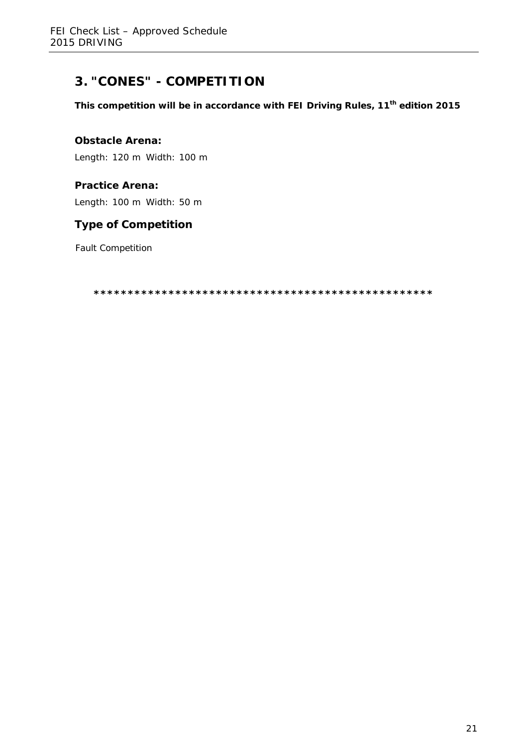## 3. "CONES" - COMPETITION

**This competition will be in accordance with FEI Driving Rules, 11th edition 2015**

### Obstacle Arena:

Length: 120 m Width: 100 m

### Practice Arena:

Length: 100 m Width: 50 m

### Type of Competition

Fault Competition

**************************************************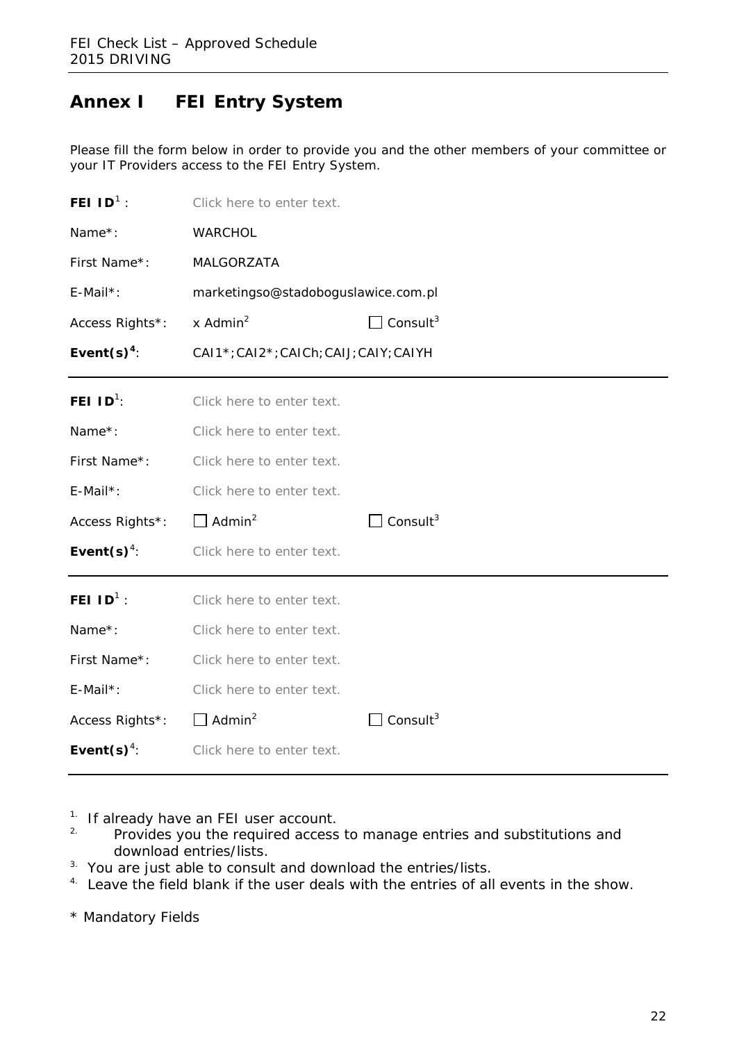## Annex I FEI Entry System

Please fill the form below in order to provide you and the other members of your committee or your IT Providers access to the FEI Entry System.

| | | |
|---|---|---|
| **FEI ID**[1] : | Click here to enter text. | |
| Name*: | WARCHOL | |
| First Name*: | MALGORZATA | |
| E-Mail*: | marketingso@stadoboguslawice.com.pl | |
| Access Rights*: | x Admin[2] | ☐ Consult[3] |
| **Event(s)**[4]: | CAI1*;CAI2*;CAICh;CAIJ;CAIY;CAIYH | |

| | | |
|---|---|---|
| **FEI ID**[1]: | Click here to enter text. | |
| Name*: | Click here to enter text. | |
| First Name*: | Click here to enter text. | |
| E-Mail*: | Click here to enter text. | |
| Access Rights*: | ☐ Admin[2] | ☐ Consult[3] |
| **Event(s)**[4]: | Click here to enter text. | |

| | | |
|---|---|---|
| **FEI ID**[1] : | Click here to enter text. | |
| Name*: | Click here to enter text. | |
| First Name*: | Click here to enter text. | |
| E-Mail*: | Click here to enter text. | |
| Access Rights*: | ☐ Admin[2] | ☐ Consult[3] |
| **Event(s)**[4]: | Click here to enter text. | |

1. If already have an FEI user account.
2. Provides you the required access to manage entries and substitutions and download entries/lists.
3. You are just able to consult and download the entries/lists.
4. Leave the field blank if the user deals with the entries of all events in the show.

\* Mandatory Fields